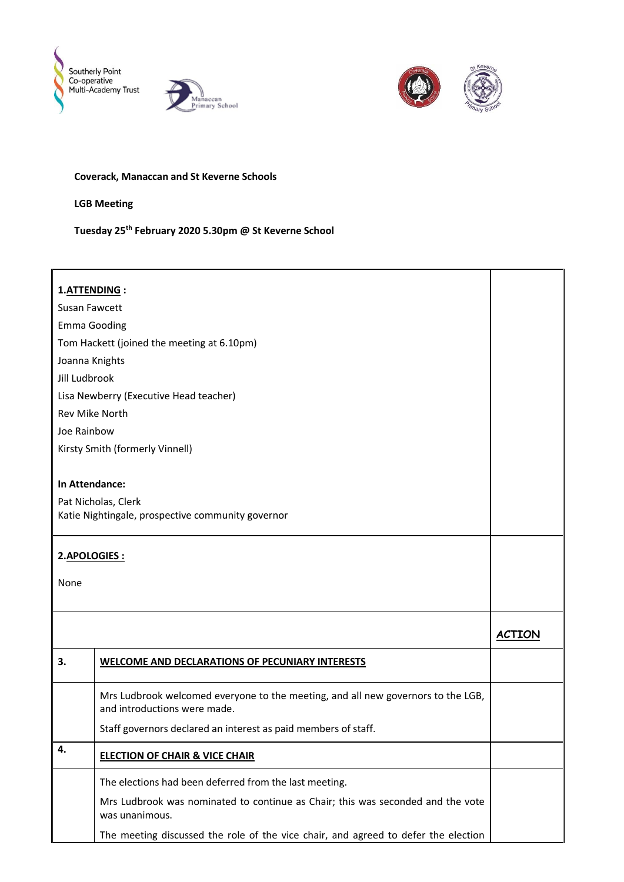**Coverack, Manaccan and St Keverne Schools**

**LGB Meeting**

**Tuesday 25th February 2020 5.30pm @ St Keverne School**

**1. ATTENDING :**

Susan Fawcett
Emma Gooding
Tom Hackett (joined the meeting at 6.10pm)
Joanna Knights
Jill Ludbrook
Lisa Newberry (Executive Head teacher)
Rev Mike North
Joe Rainbow
Kirsty Smith (formerly Vinnell)

**In Attendance:**

Pat Nicholas, Clerk
Katie Nightingale, prospective community governor

**2. APOLOGIES :**

None

| | | ACTION |
|---|---|---|
| 3. | **WELCOME AND DECLARATIONS OF PECUNIARY INTERESTS** | |
| | Mrs Ludbrook welcomed everyone to the meeting, and all new governors to the LGB, and introductions were made.<br><br>Staff governors declared an interest as paid members of staff. | |
| 4. | **ELECTION OF CHAIR & VICE CHAIR** | |
| | The elections had been deferred from the last meeting.<br><br>Mrs Ludbrook was nominated to continue as Chair; this was seconded and the vote was unanimous.<br><br>The meeting discussed the role of the vice chair, and agreed to defer the election | |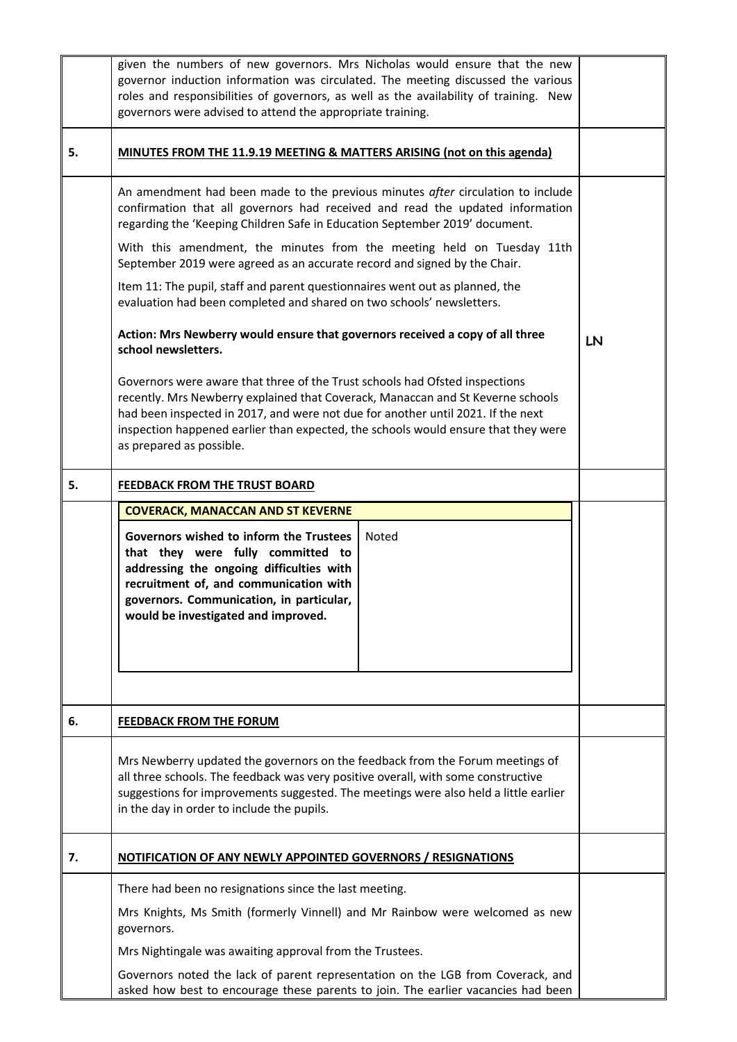| | | |
|---|---|---|
| | given the numbers of new governors. Mrs Nicholas would ensure that the new governor induction information was circulated. The meeting discussed the various roles and responsibilities of governors, as well as the availability of training. New governors were advised to attend the appropriate training. | |
| **5.** | **MINUTES FROM THE 11.9.19 MEETING & MATTERS ARISING (not on this agenda)** | |
| | An amendment had been made to the previous minutes *after* circulation to include confirmation that all governors had received and read the updated information regarding the 'Keeping Children Safe in Education September 2019' document.<br><br>With this amendment, the minutes from the meeting held on Tuesday 11th September 2019 were agreed as an accurate record and signed by the Chair.<br><br>Item 11: The pupil, staff and parent questionnaires went out as planned, the evaluation had been completed and shared on two schools' newsletters.<br><br>**Action: Mrs Newberry would ensure that governors received a copy of all three school newsletters.**<br><br>Governors were aware that three of the Trust schools had Ofsted inspections recently. Mrs Newberry explained that Coverack, Manaccan and St Keverne schools had been inspected in 2017, and were not due for another until 2021. If the next inspection happened earlier than expected, the schools would ensure that they were as prepared as possible. | LN |
| **5.** | **FEEDBACK FROM THE TRUST BOARD** | |
| | **COVERACK, MANACCAN AND ST KEVERNE**<br><br>**Governors wished to inform the Trustees that they were fully committed to addressing the ongoing difficulties with recruitment of, and communication with governors. Communication, in particular, would be investigated and improved.** — Noted | |
| **6.** | **FEEDBACK FROM THE FORUM** | |
| | Mrs Newberry updated the governors on the feedback from the Forum meetings of all three schools. The feedback was very positive overall, with some constructive suggestions for improvements suggested. The meetings were also held a little earlier in the day in order to include the pupils. | |
| **7.** | **NOTIFICATION OF ANY NEWLY APPOINTED GOVERNORS / RESIGNATIONS** | |
| | There had been no resignations since the last meeting.<br><br>Mrs Knights, Ms Smith (formerly Vinnell) and Mr Rainbow were welcomed as new governors.<br><br>Mrs Nightingale was awaiting approval from the Trustees.<br><br>Governors noted the lack of parent representation on the LGB from Coverack, and asked how best to encourage these parents to join. The earlier vacancies had been | |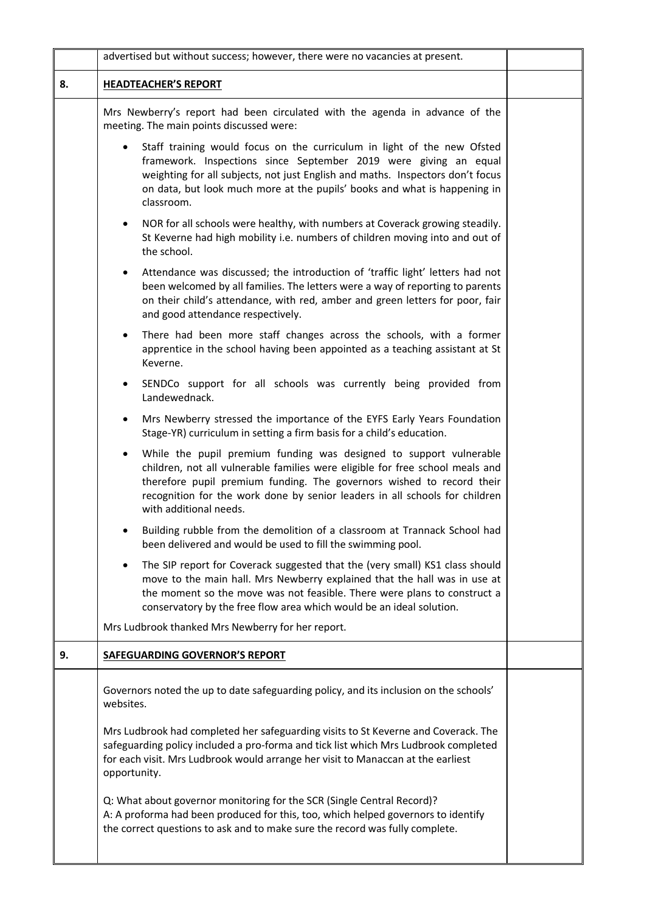| | | |
|---|---|---|
| | advertised but without success; however, there were no vacancies at present. | |
| **8.** | **<u>HEADTEACHER'S REPORT</u>** | |
| | Mrs Newberry's report had been circulated with the agenda in advance of the meeting. The main points discussed were:<br><br>• Staff training would focus on the curriculum in light of the new Ofsted framework. Inspections since September 2019 were giving an equal weighting for all subjects, not just English and maths. Inspectors don't focus on data, but look much more at the pupils' books and what is happening in classroom.<br><br>• NOR for all schools were healthy, with numbers at Coverack growing steadily. St Keverne had high mobility i.e. numbers of children moving into and out of the school.<br><br>• Attendance was discussed; the introduction of 'traffic light' letters had not been welcomed by all families. The letters were a way of reporting to parents on their child's attendance, with red, amber and green letters for poor, fair and good attendance respectively.<br><br>• There had been more staff changes across the schools, with a former apprentice in the school having been appointed as a teaching assistant at St Keverne.<br><br>• SENDCo support for all schools was currently being provided from Landewednack.<br><br>• Mrs Newberry stressed the importance of the EYFS Early Years Foundation Stage-YR) curriculum in setting a firm basis for a child's education.<br><br>• While the pupil premium funding was designed to support vulnerable children, not all vulnerable families were eligible for free school meals and therefore pupil premium funding. The governors wished to record their recognition for the work done by senior leaders in all schools for children with additional needs.<br><br>• Building rubble from the demolition of a classroom at Trannack School had been delivered and would be used to fill the swimming pool.<br><br>• The SIP report for Coverack suggested that the (very small) KS1 class should move to the main hall. Mrs Newberry explained that the hall was in use at the moment so the move was not feasible. There were plans to construct a conservatory by the free flow area which would be an ideal solution.<br><br>Mrs Ludbrook thanked Mrs Newberry for her report. | |
| **9.** | **<u>SAFEGUARDING GOVERNOR'S REPORT</u>** | |
| | Governors noted the up to date safeguarding policy, and its inclusion on the schools' websites.<br><br>Mrs Ludbrook had completed her safeguarding visits to St Keverne and Coverack. The safeguarding policy included a pro-forma and tick list which Mrs Ludbrook completed for each visit. Mrs Ludbrook would arrange her visit to Manaccan at the earliest opportunity.<br><br>Q: What about governor monitoring for the SCR (Single Central Record)?<br>A: A proforma had been produced for this, too, which helped governors to identify the correct questions to ask and to make sure the record was fully complete. | |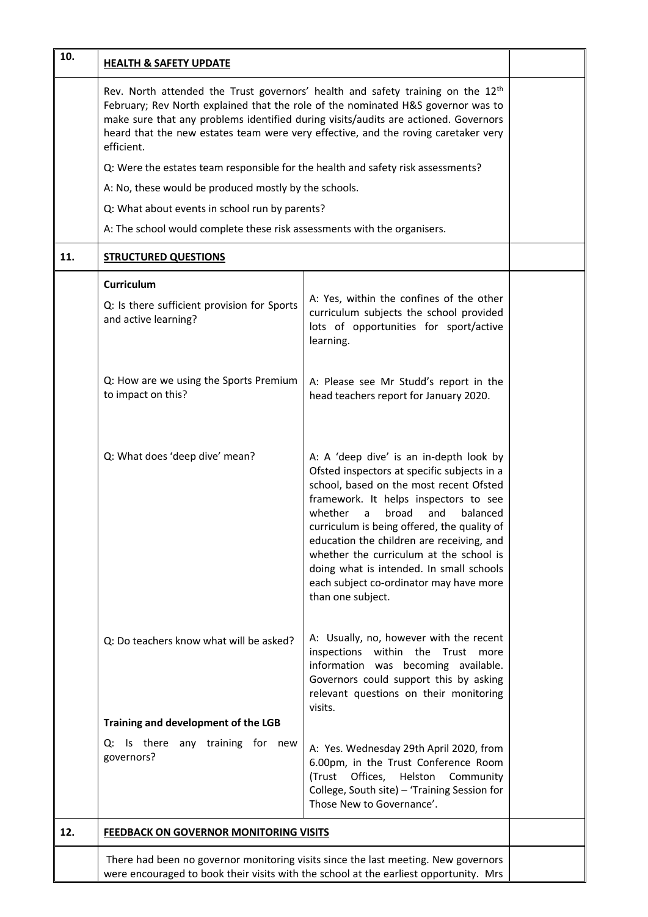| | | |
|---|---|---|
| **10.** | **HEALTH & SAFETY UPDATE** | |
| | Rev. North attended the Trust governors' health and safety training on the 12th February; Rev North explained that the role of the nominated H&S governor was to make sure that any problems identified during visits/audits are actioned. Governors heard that the new estates team were very effective, and the roving caretaker very efficient.<br><br>Q: Were the estates team responsible for the health and safety risk assessments?<br><br>A: No, these would be produced mostly by the schools.<br><br>Q: What about events in school run by parents?<br><br>A: The school would complete these risk assessments with the organisers. | |
| **11.** | **STRUCTURED QUESTIONS** | |
| | **Curriculum**<br><br>Q: Is there sufficient provision for Sports and active learning? — A: Yes, within the confines of the other curriculum subjects the school provided lots of opportunities for sport/active learning.<br><br>Q: How are we using the Sports Premium to impact on this? — A: Please see Mr Studd's report in the head teachers report for January 2020.<br><br>Q: What does 'deep dive' mean? — A: A 'deep dive' is an in-depth look by Ofsted inspectors at specific subjects in a school, based on the most recent Ofsted framework. It helps inspectors to see whether a broad and balanced curriculum is being offered, the quality of education the children are receiving, and whether the curriculum at the school is doing what is intended. In small schools each subject co-ordinator may have more than one subject.<br><br>Q: Do teachers know what will be asked? — A: Usually, no, however with the recent inspections within the Trust more information was becoming available. Governors could support this by asking relevant questions on their monitoring visits.<br><br>**Training and development of the LGB**<br><br>Q: Is there any training for new governors? — A: Yes. Wednesday 29th April 2020, from 6.00pm, in the Trust Conference Room (Trust Offices, Helston Community College, South site) – 'Training Session for Those New to Governance'. | |
| **12.** | **FEEDBACK ON GOVERNOR MONITORING VISITS** | |
| | There had been no governor monitoring visits since the last meeting. New governors were encouraged to book their visits with the school at the earliest opportunity. Mrs | |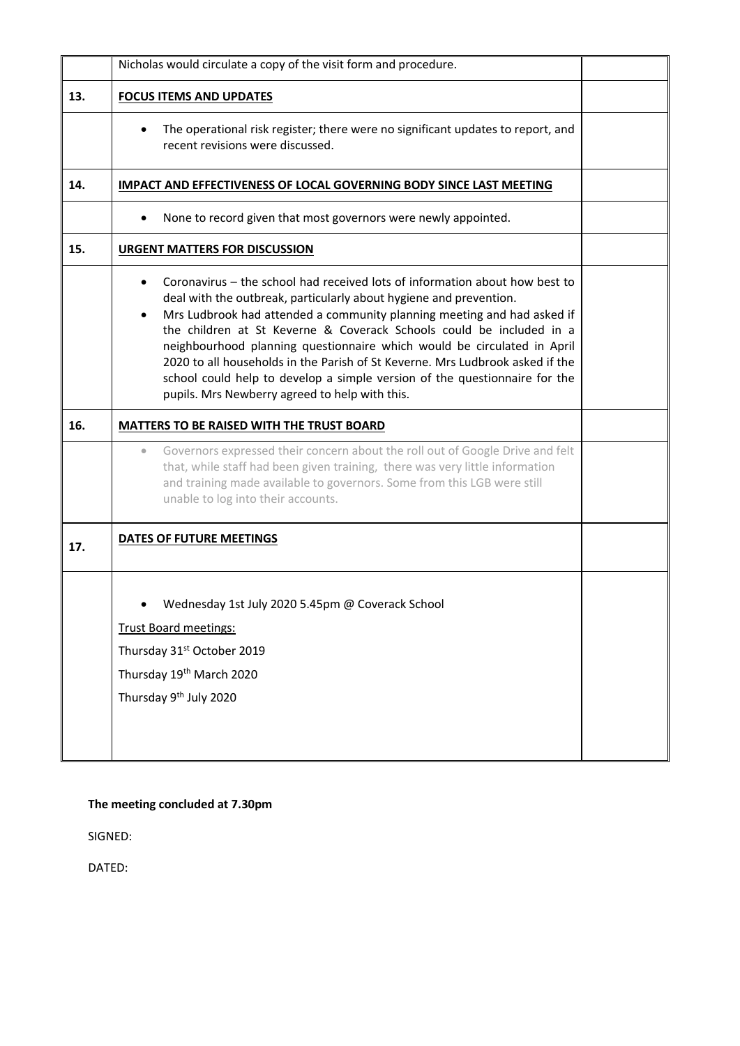| | | |
|---|---|---|
| | Nicholas would circulate a copy of the visit form and procedure. | |
| **13.** | **FOCUS ITEMS AND UPDATES** | |
| | • The operational risk register; there were no significant updates to report, and recent revisions were discussed. | |
| **14.** | **IMPACT AND EFFECTIVENESS OF LOCAL GOVERNING BODY SINCE LAST MEETING** | |
| | • None to record given that most governors were newly appointed. | |
| **15.** | **URGENT MATTERS FOR DISCUSSION** | |
| | • Coronavirus – the school had received lots of information about how best to deal with the outbreak, particularly about hygiene and prevention.<br>• Mrs Ludbrook had attended a community planning meeting and had asked if the children at St Keverne & Coverack Schools could be included in a neighbourhood planning questionnaire which would be circulated in April 2020 to all households in the Parish of St Keverne. Mrs Ludbrook asked if the school could help to develop a simple version of the questionnaire for the pupils. Mrs Newberry agreed to help with this. | |
| **16.** | **MATTERS TO BE RAISED WITH THE TRUST BOARD** | |
| | • Governors expressed their concern about the roll out of Google Drive and felt that, while staff had been given training, there was very little information and training made available to governors. Some from this LGB were still unable to log into their accounts. | |
| **17.** | **DATES OF FUTURE MEETINGS** | |
| | • Wednesday 1st July 2020 5.45pm @ Coverack School<br>Trust Board meetings:<br>Thursday 31st October 2019<br>Thursday 19th March 2020<br>Thursday 9th July 2020 | |

**The meeting concluded at 7.30pm**

SIGNED:

DATED: